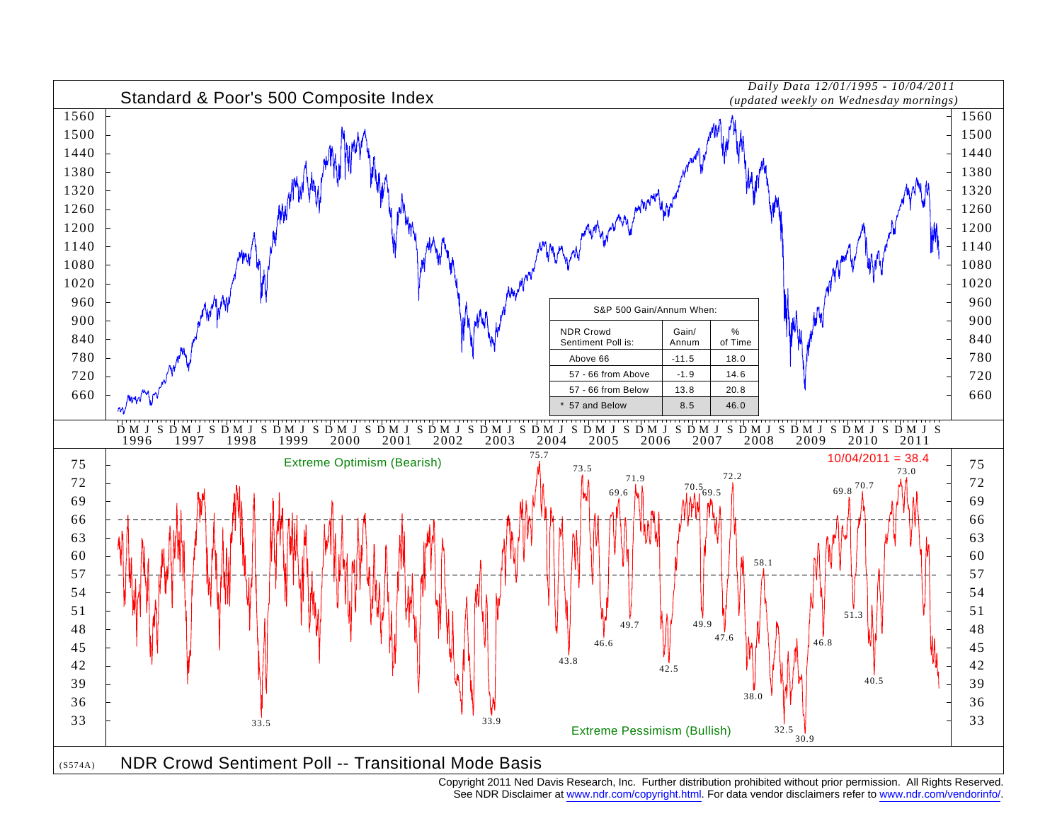# Standard & Poor's 500 Composite Index

*Daily Data 12/01/1995 - 10/04/2011*
*(updated weekly on Wednesday mornings)*

| S&P 500 Gain/Annum When: | | |
|---|---|---|
| NDR Crowd Sentiment Poll is: | Gain/ Annum | % of Time |
| Above 66 | -11.5 | 18.0 |
| 57 - 66 from Above | -1.9 | 14.6 |
| 57 - 66 from Below | 13.8 | 20.8 |
| * 57 and Below | 8.5 | 46.0 |

Extreme Optimism (Bearish)

10/04/2011 = 38.4

Extreme Pessimism (Bullish)

(S574A) NDR Crowd Sentiment Poll -- Transitional Mode Basis

Copyright 2011 Ned Davis Research, Inc. Further distribution prohibited without prior permission. All Rights Reserved.
See NDR Disclaimer at www.ndr.com/copyright.html. For data vendor disclaimers refer to www.ndr.com/vendorinfo/.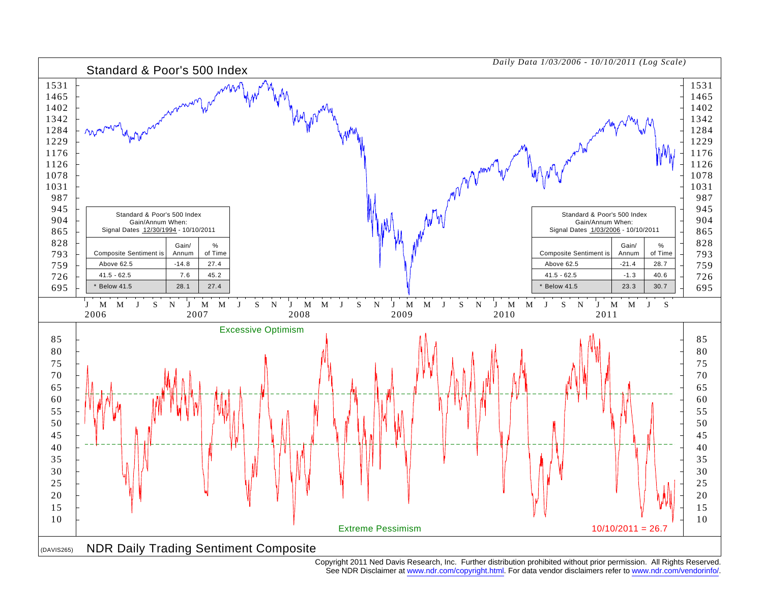Daily Data 1/03/2006 - 10/10/2011 (Log Scale)

## Standard & Poor's 500 Index

1531
1465
1402
1342
1284
1229
1176
1126
1078
1031
987
945
904
865
828
793
759
726
695

Standard & Poor's 500 Index
Gain/Annum When:
Signal Dates 12/30/1994 - 10/10/2011

| Composite Sentiment is | Gain/ Annum | % of Time |
|---|---|---|
| Above 62.5 | -14.8 | 27.4 |
| 41.5 - 62.5 | 7.6 | 45.2 |
| * Below 41.5 | 28.1 | 27.4 |

Standard & Poor's 500 Index
Gain/Annum When:
Signal Dates 1/03/2006 - 10/10/2011

| Composite Sentiment is | Gain/ Annum | % of Time |
|---|---|---|
| Above 62.5 | -21.4 | 28.7 |
| 41.5 - 62.5 | -1.3 | 40.6 |
| * Below 41.5 | 23.3 | 30.7 |

J M M J S N J M M J S N J M M J S N J M M J S N J M M J S N J M M J S
2006 2007 2008 2009 2010 2011

Excessive Optimism

85
80
75
70
65
60
55
50
45
40
35
30
25
20
15
10

Extreme Pessimism

10/10/2011 = 26.7

(DAVIS265)

## NDR Daily Trading Sentiment Composite

Copyright 2011 Ned Davis Research, Inc. Further distribution prohibited without prior permission. All Rights Reserved.
See NDR Disclaimer at www.ndr.com/copyright.html. For data vendor disclaimers refer to www.ndr.com/vendorinfo/.